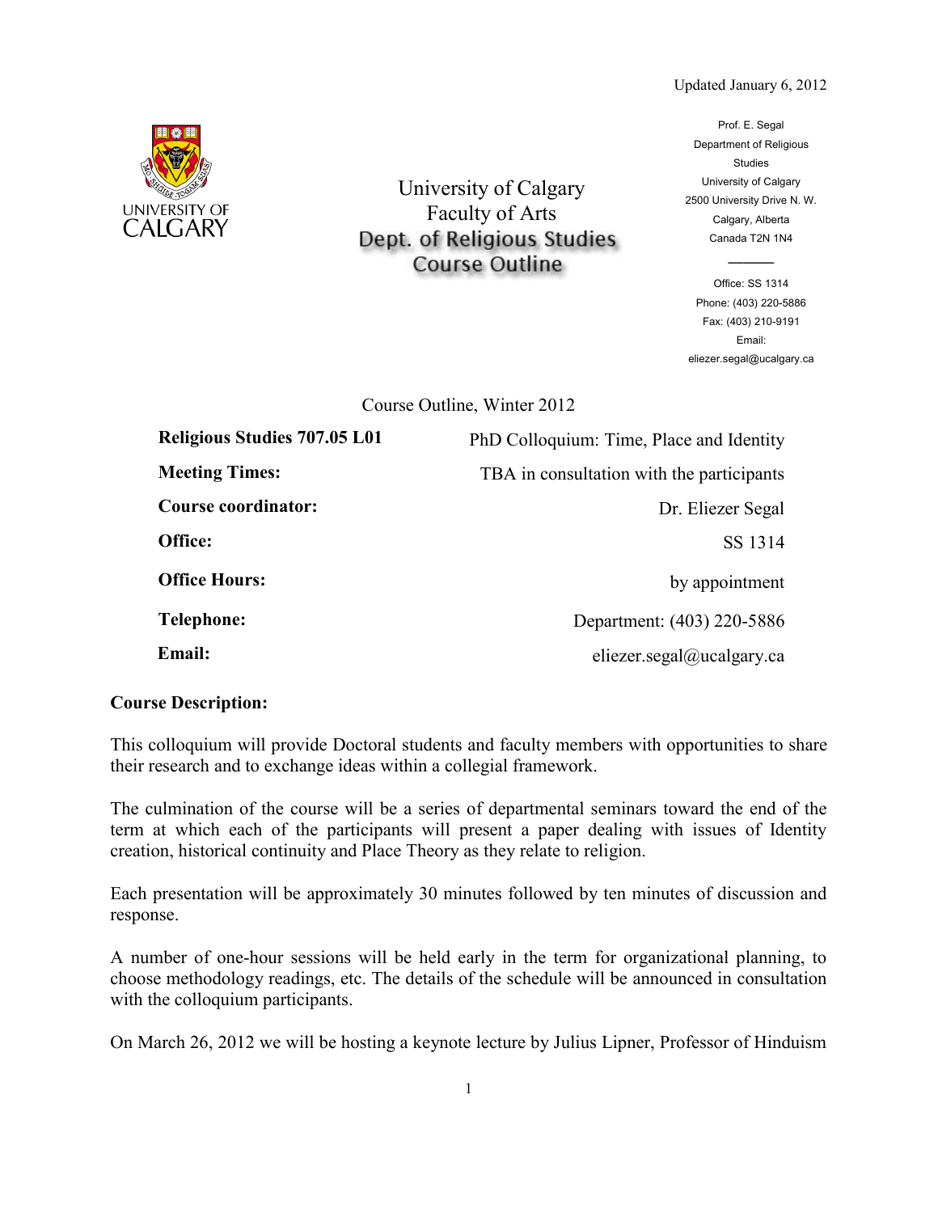Updated January 6, 2012

UNIVERSITY OF CALGARY

University of Calgary
Faculty of Arts
Dept. of Religious Studies
Course Outline

Prof. E. Segal
Department of Religious Studies
University of Calgary
2500 University Drive N. W.
Calgary, Alberta
Canada T2N 1N4

Office: SS 1314
Phone: (403) 220-5886
Fax: (403) 210-9191
Email:
eliezer.segal@ucalgary.ca

Course Outline, Winter 2012

| | |
|---|---|
| **Religious Studies 707.05 L01** | PhD Colloquium: Time, Place and Identity |
| **Meeting Times:** | TBA in consultation with the participants |
| **Course coordinator:** | Dr. Eliezer Segal |
| **Office:** | SS 1314 |
| **Office Hours:** | by appointment |
| **Telephone:** | Department: (403) 220-5886 |
| **Email:** | eliezer.segal@ucalgary.ca |

**Course Description:**

This colloquium will provide Doctoral students and faculty members with opportunities to share their research and to exchange ideas within a collegial framework.

The culmination of the course will be a series of departmental seminars toward the end of the term at which each of the participants will present a paper dealing with issues of Identity creation, historical continuity and Place Theory as they relate to religion.

Each presentation will be approximately 30 minutes followed by ten minutes of discussion and response.

A number of one-hour sessions will be held early in the term for organizational planning, to choose methodology readings, etc. The details of the schedule will be announced in consultation with the colloquium participants.

On March 26, 2012 we will be hosting a keynote lecture by Julius Lipner, Professor of Hinduism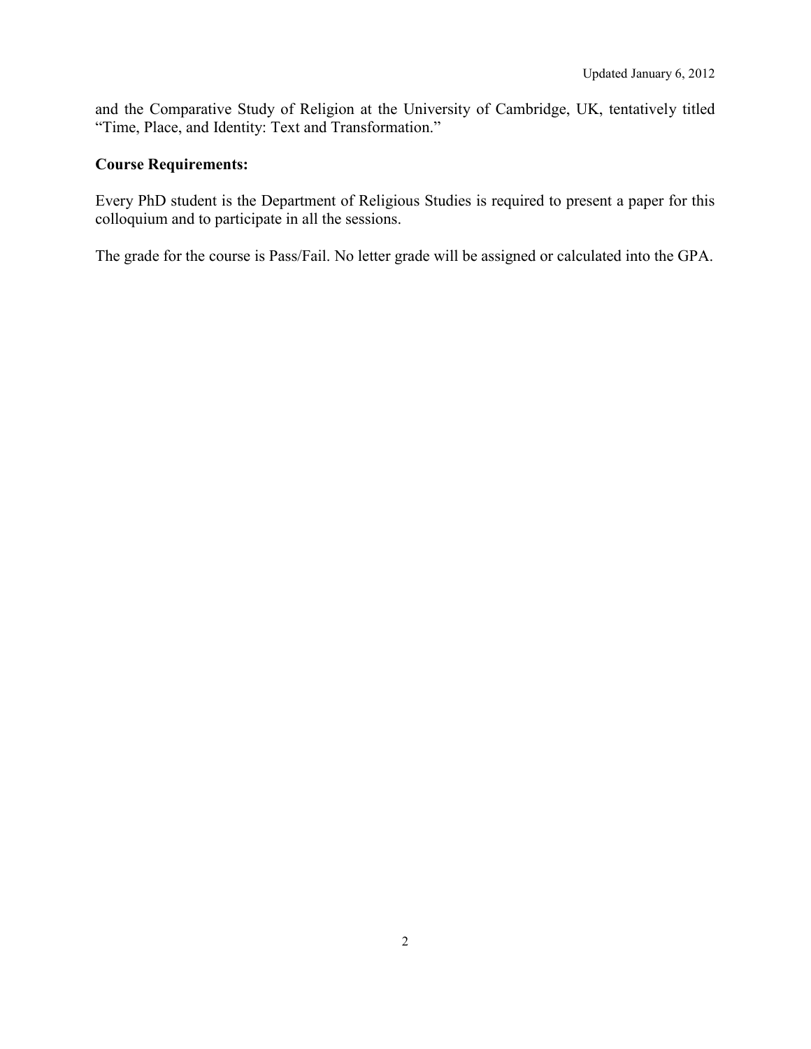and the Comparative Study of Religion at the University of Cambridge, UK, tentatively titled "Time, Place, and Identity: Text and Transformation."

**Course Requirements:**

Every PhD student is the Department of Religious Studies is required to present a paper for this colloquium and to participate in all the sessions.

The grade for the course is Pass/Fail. No letter grade will be assigned or calculated into the GPA.